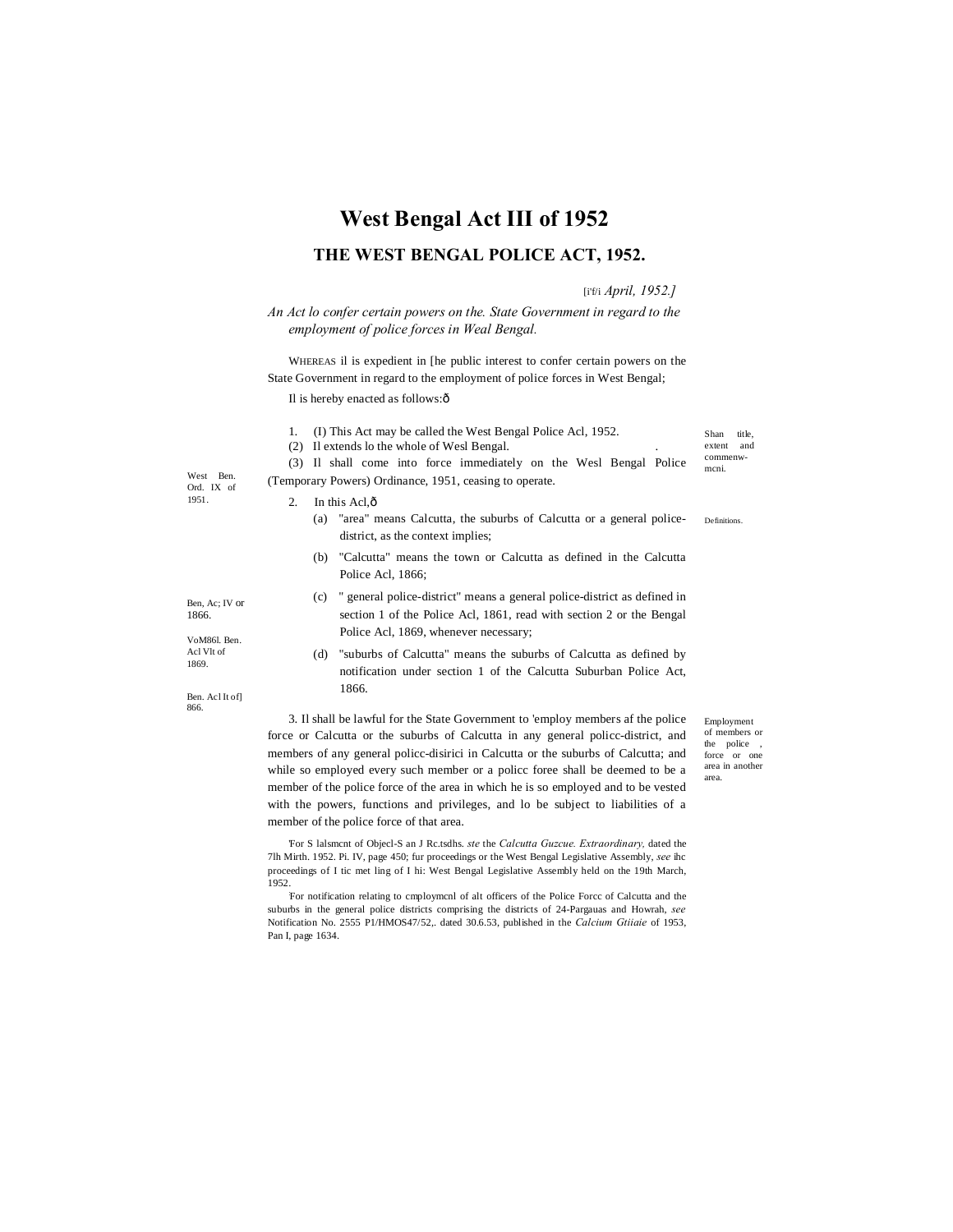# West Bengal Act III of 1952

## THE WEST BENGAL POLICE ACT, 1952.

[i'f/i *April, 1952.]*

*An Act lo confer certain powers on the. State Government in regard to the employment of police forces in Weal Bengal.*

WHEREAS il is expedient in [he public interest to confer certain powers on the State Government in regard to the employment of police forces in West Bengal;

Il is hereby enacted as follows:ô

Shan title, extent and commenw-mcni.

1. (I) This Act may be called the West Bengal Police Acl, 1952.

(2) Il extends lo the whole of Wesl Bengal.

(3) Il shall come into force immediately on the Wesl Bengal Police (Temporary Powers) Ordinance, 1951, ceasing to operate.

West Ben. Ord. IX of 1951.

Definitions.

2. In this Acl,ô

(a) "area" means Calcutta, the suburbs of Calcutta or a general police-district, as the context implies;

(b) "Calcutta" means the town or Calcutta as defined in the Calcutta Police Acl, 1866;

(c) " general police-district" means a general police-district as defined in section 1 of the Police Acl, 1861, read with section 2 or the Bengal Police Acl, 1869, whenever necessary;

(d) "suburbs of Calcutta" means the suburbs of Calcutta as defined by notification under section 1 of the Calcutta Suburban Police Act, 1866.

Ben, Ac; IV or 1866.

VoM86l. Ben. Acl Vlt of 1869.

Ben. Acl It of] 866.

Employment of members or the police, force or one area in another area.

3. Il shall be lawful for the State Government to 'employ members af the police force or Calcutta or the suburbs of Calcutta in any general policc-district, and members of any general policc-disirici in Calcutta or the suburbs of Calcutta; and while so employed every such member or a policc foree shall be deemed to be a member of the police force of the area in which he is so employed and to be vested with the powers, functions and privileges, and lo be subject to liabilities of a member of the police force of that area.

'For S lalsmcnt of Objecl-S an J Rc.tsdhs. *ste* the *Calcutta Guzcue. Extraordinary,* dated the 7lh Mirth. 1952. Pi. IV, page 450; fur proceedings or the West Bengal Legislative Assembly, *see* ihc proceedings of I tic met ling of I hi: West Bengal Legislative Assembly held on the 19th March, 1952.

'For notification relating to cmploymcnl of alt officers of the Police Forcc of Calcutta and the suburbs in the general police districts comprising the districts of 24-Pargauas and Howrah, *see* Notification No. 2555 P1/HMOS47/52,. dated 30.6.53, published in the *Calcium Gtiiaie* of 1953, Pan I, page 1634.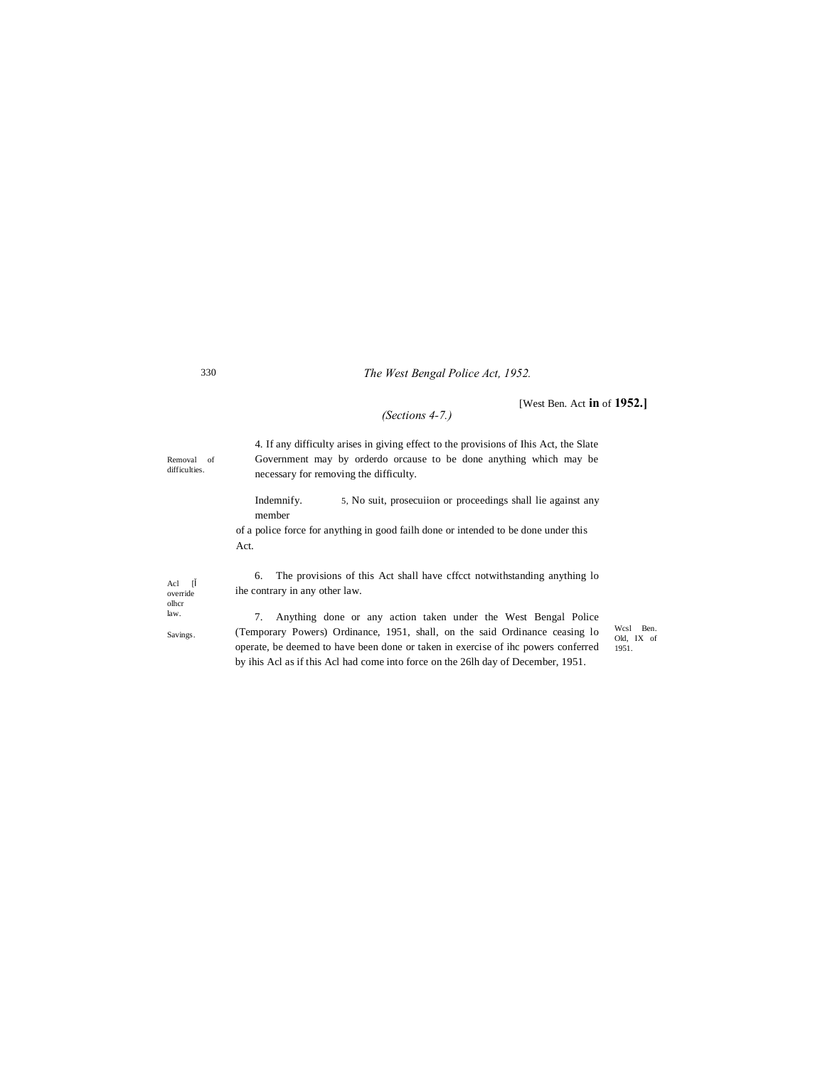[West Ben. Act **in** of **1952.]**

*(Sections 4-7.)*

Removal of difficulties.

4. If any difficulty arises in giving effect to the provisions of Ihis Act, the Slate Government may by orderdo orcause to be done anything which may be necessary for removing the difficulty.

Indemnify.

5, No suit, prosecuiion or proceedings shall lie against any member of a police force for anything in good failh done or intended to be done under this Act.

Acl [Î override olhcr law.

6. The provisions of this Act shall have cffcct notwithstanding anything lo ihe contrary in any other law.

Savings.

7. Anything done or any action taken under the West Bengal Police (Temporary Powers) Ordinance, 1951, shall, on the said Ordinance ceasing lo operate, be deemed to have been done or taken in exercise of ihc powers conferred by ihis Acl as if this Acl had come into force on the 26lh day of December, 1951.

Wcsl Ben. Old, IX of 1951.